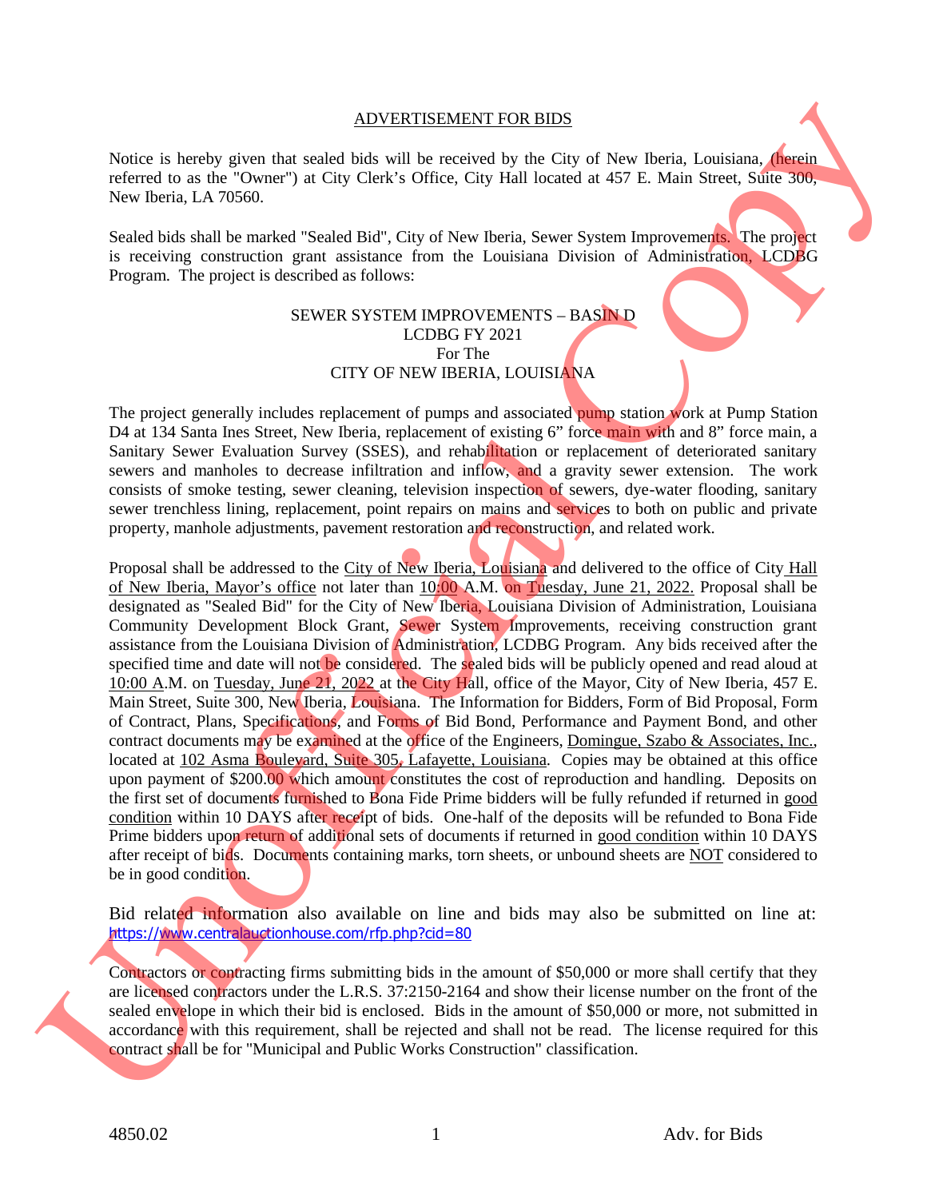# ADVERTISEMENT FOR BIDS

Notice is hereby given that sealed bids will be received by the City of New Iberia, Louisiana, (herein referred to as the "Owner") at City Clerk's Office, City Hall located at 457 E. Main Street, Suite 300, New Iberia, LA 70560.

Sealed bids shall be marked "Sealed Bid", City of New Iberia, Sewer System Improvements. The project is receiving construction grant assistance from the Louisiana Division of Administration, LCDBG Program. The project is described as follows:

SEWER SYSTEM IMPROVEMENTS – BASIN D
LCDBG FY 2021
For The
CITY OF NEW IBERIA, LOUISIANA

The project generally includes replacement of pumps and associated pump station work at Pump Station D4 at 134 Santa Ines Street, New Iberia, replacement of existing 6" force main with and 8" force main, a Sanitary Sewer Evaluation Survey (SSES), and rehabilitation or replacement of deteriorated sanitary sewers and manholes to decrease infiltration and inflow, and a gravity sewer extension. The work consists of smoke testing, sewer cleaning, television inspection of sewers, dye-water flooding, sanitary sewer trenchless lining, replacement, point repairs on mains and services to both on public and private property, manhole adjustments, pavement restoration and reconstruction, and related work.

Proposal shall be addressed to the City of New Iberia, Louisiana and delivered to the office of City Hall of New Iberia, Mayor's office not later than 10:00 A.M. on Tuesday, June 21, 2022. Proposal shall be designated as "Sealed Bid" for the City of New Iberia, Louisiana Division of Administration, Louisiana Community Development Block Grant, Sewer System Improvements, receiving construction grant assistance from the Louisiana Division of Administration, LCDBG Program. Any bids received after the specified time and date will not be considered. The sealed bids will be publicly opened and read aloud at 10:00 A.M. on Tuesday, June 21, 2022 at the City Hall, office of the Mayor, City of New Iberia, 457 E. Main Street, Suite 300, New Iberia, Louisiana. The Information for Bidders, Form of Bid Proposal, Form of Contract, Plans, Specifications, and Forms of Bid Bond, Performance and Payment Bond, and other contract documents may be examined at the office of the Engineers, Domingue, Szabo & Associates, Inc., located at 102 Asma Boulevard, Suite 305, Lafayette, Louisiana. Copies may be obtained at this office upon payment of $200.00 which amount constitutes the cost of reproduction and handling. Deposits on the first set of documents furnished to Bona Fide Prime bidders will be fully refunded if returned in good condition within 10 DAYS after receipt of bids. One-half of the deposits will be refunded to Bona Fide Prime bidders upon return of additional sets of documents if returned in good condition within 10 DAYS after receipt of bids. Documents containing marks, torn sheets, or unbound sheets are NOT considered to be in good condition.

Bid related information also available on line and bids may also be submitted on line at: https://www.centralauctionhouse.com/rfp.php?cid=80

Contractors or contracting firms submitting bids in the amount of $50,000 or more shall certify that they are licensed contractors under the L.R.S. 37:2150-2164 and show their license number on the front of the sealed envelope in which their bid is enclosed. Bids in the amount of $50,000 or more, not submitted in accordance with this requirement, shall be rejected and shall not be read. The license required for this contract shall be for "Municipal and Public Works Construction" classification.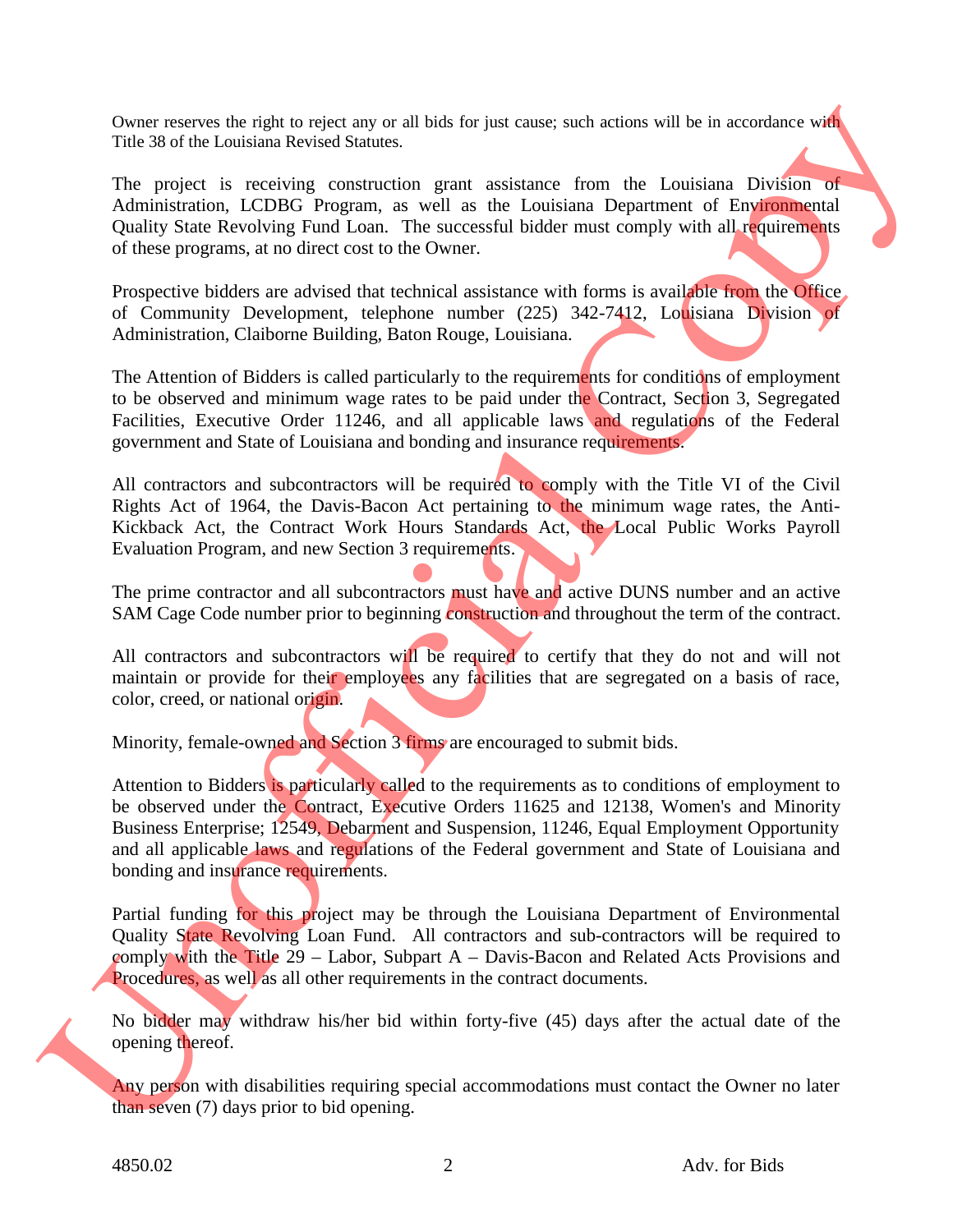Owner reserves the right to reject any or all bids for just cause; such actions will be in accordance with Title 38 of the Louisiana Revised Statutes.

The project is receiving construction grant assistance from the Louisiana Division of Administration, LCDBG Program, as well as the Louisiana Department of Environmental Quality State Revolving Fund Loan. The successful bidder must comply with all requirements of these programs, at no direct cost to the Owner.

Prospective bidders are advised that technical assistance with forms is available from the Office of Community Development, telephone number (225) 342-7412, Louisiana Division of Administration, Claiborne Building, Baton Rouge, Louisiana.

The Attention of Bidders is called particularly to the requirements for conditions of employment to be observed and minimum wage rates to be paid under the Contract, Section 3, Segregated Facilities, Executive Order 11246, and all applicable laws and regulations of the Federal government and State of Louisiana and bonding and insurance requirements.

All contractors and subcontractors will be required to comply with the Title VI of the Civil Rights Act of 1964, the Davis-Bacon Act pertaining to the minimum wage rates, the Anti-Kickback Act, the Contract Work Hours Standards Act, the Local Public Works Payroll Evaluation Program, and new Section 3 requirements.

The prime contractor and all subcontractors must have and active DUNS number and an active SAM Cage Code number prior to beginning construction and throughout the term of the contract.

All contractors and subcontractors will be required to certify that they do not and will not maintain or provide for their employees any facilities that are segregated on a basis of race, color, creed, or national origin.

Minority, female-owned and Section 3 firms are encouraged to submit bids.

Attention to Bidders is particularly called to the requirements as to conditions of employment to be observed under the Contract, Executive Orders 11625 and 12138, Women's and Minority Business Enterprise; 12549, Debarment and Suspension, 11246, Equal Employment Opportunity and all applicable laws and regulations of the Federal government and State of Louisiana and bonding and insurance requirements.

Partial funding for this project may be through the Louisiana Department of Environmental Quality State Revolving Loan Fund. All contractors and sub-contractors will be required to comply with the Title 29 – Labor, Subpart A – Davis-Bacon and Related Acts Provisions and Procedures, as well as all other requirements in the contract documents.

No bidder may withdraw his/her bid within forty-five (45) days after the actual date of the opening thereof.

Any person with disabilities requiring special accommodations must contact the Owner no later than seven (7) days prior to bid opening.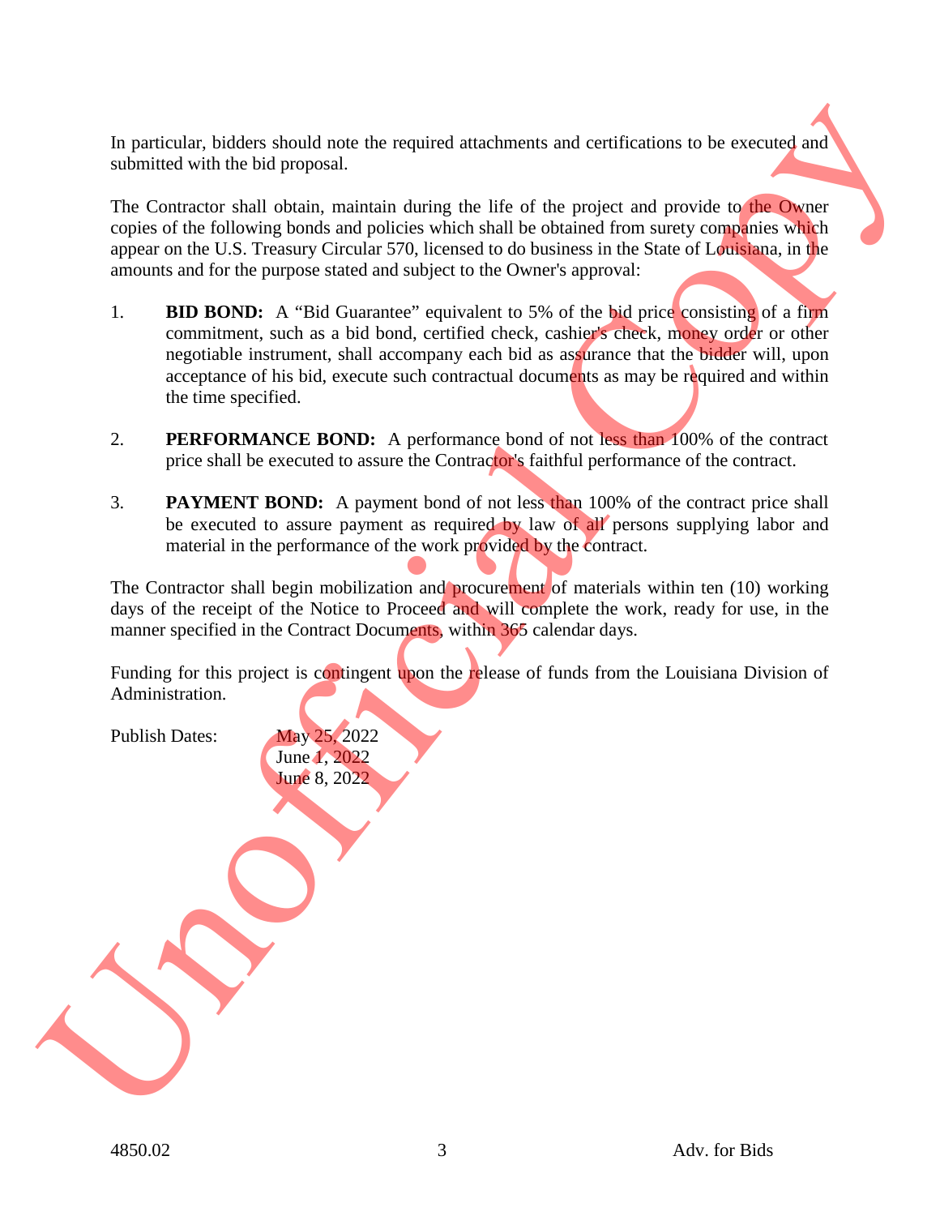In particular, bidders should note the required attachments and certifications to be executed and submitted with the bid proposal.

The Contractor shall obtain, maintain during the life of the project and provide to the Owner copies of the following bonds and policies which shall be obtained from surety companies which appear on the U.S. Treasury Circular 570, licensed to do business in the State of Louisiana, in the amounts and for the purpose stated and subject to the Owner's approval:

1. **BID BOND:** A “Bid Guarantee” equivalent to 5% of the bid price consisting of a firm commitment, such as a bid bond, certified check, cashier's check, money order or other negotiable instrument, shall accompany each bid as assurance that the bidder will, upon acceptance of his bid, execute such contractual documents as may be required and within the time specified.

2. **PERFORMANCE BOND:** A performance bond of not less than 100% of the contract price shall be executed to assure the Contractor's faithful performance of the contract.

3. **PAYMENT BOND:** A payment bond of not less than 100% of the contract price shall be executed to assure payment as required by law of all persons supplying labor and material in the performance of the work provided by the contract.

The Contractor shall begin mobilization and procurement of materials within ten (10) working days of the receipt of the Notice to Proceed and will complete the work, ready for use, in the manner specified in the Contract Documents, within 365 calendar days.

Funding for this project is contingent upon the release of funds from the Louisiana Division of Administration.

Publish Dates: May 25, 2022
June 1, 2022
June 8, 2022